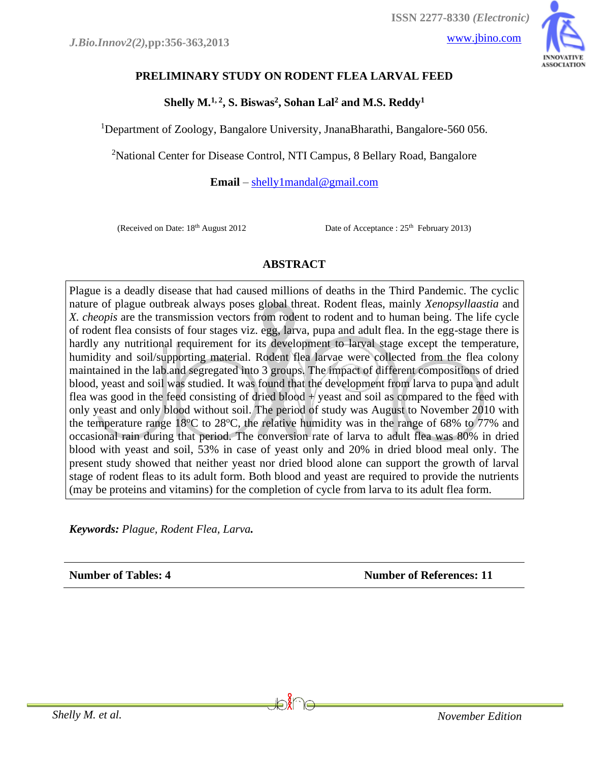# PRELIMINARY STUDY ON RODENT FLEA LARVAL FEED

**Shelly M.[1,2], S. Biswas[2], Sohan Lal[2] and M.S. Reddy[1]**

[1]Department of Zoology, Bangalore University, JnanaBharathi, Bangalore-560 056.

[2]National Center for Disease Control, NTI Campus, 8 Bellary Road, Bangalore

**Email** – shelly1mandal@gmail.com

(Received on Date: 18th August 2012 Date of Acceptance : 25th February 2013)

## ABSTRACT

Plague is a deadly disease that had caused millions of deaths in the Third Pandemic. The cyclic nature of plague outbreak always poses global threat. Rodent fleas, mainly *Xenopsyllaastia* and *X. cheopis* are the transmission vectors from rodent to rodent and to human being. The life cycle of rodent flea consists of four stages viz. egg, larva, pupa and adult flea. In the egg-stage there is hardly any nutritional requirement for its development to larval stage except the temperature, humidity and soil/supporting material. Rodent flea larvae were collected from the flea colony maintained in the lab.and segregated into 3 groups. The impact of different compositions of dried blood, yeast and soil was studied. It was found that the development from larva to pupa and adult flea was good in the feed consisting of dried blood + yeast and soil as compared to the feed with only yeast and only blood without soil. The period of study was August to November 2010 with the temperature range 18ºC to 28ºC, the relative humidity was in the range of 68% to 77% and occasional rain during that period. The conversion rate of larva to adult flea was 80% in dried blood with yeast and soil, 53% in case of yeast only and 20% in dried blood meal only. The present study showed that neither yeast nor dried blood alone can support the growth of larval stage of rodent fleas to its adult form. Both blood and yeast are required to provide the nutrients (may be proteins and vitamins) for the completion of cycle from larva to its adult flea form.

***Keywords:*** *Plague, Rodent Flea, Larva.*

**Number of Tables: 4** **Number of References: 11**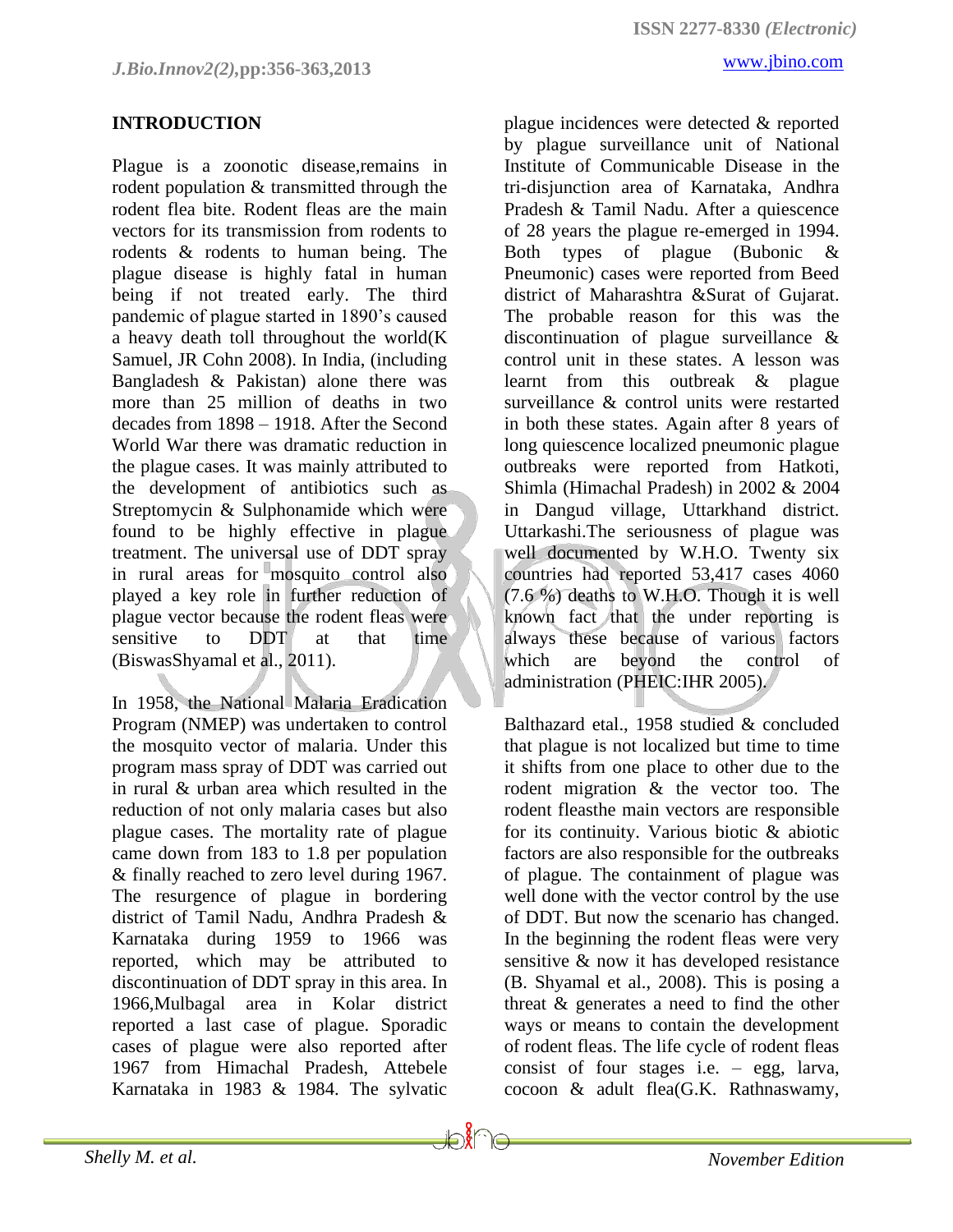## INTRODUCTION

Plague is a zoonotic disease,remains in rodent population & transmitted through the rodent flea bite. Rodent fleas are the main vectors for its transmission from rodents to rodents & rodents to human being. The plague disease is highly fatal in human being if not treated early. The third pandemic of plague started in 1890's caused a heavy death toll throughout the world(K Samuel, JR Cohn 2008). In India, (including Bangladesh & Pakistan) alone there was more than 25 million of deaths in two decades from 1898 – 1918. After the Second World War there was dramatic reduction in the plague cases. It was mainly attributed to the development of antibiotics such as Streptomycin & Sulphonamide which were found to be highly effective in plague treatment. The universal use of DDT spray in rural areas for mosquito control also played a key role in further reduction of plague vector because the rodent fleas were sensitive to DDT at that time (BiswasShyamal et al., 2011).

In 1958, the National Malaria Eradication Program (NMEP) was undertaken to control the mosquito vector of malaria. Under this program mass spray of DDT was carried out in rural & urban area which resulted in the reduction of not only malaria cases but also plague cases. The mortality rate of plague came down from 183 to 1.8 per population & finally reached to zero level during 1967. The resurgence of plague in bordering district of Tamil Nadu, Andhra Pradesh & Karnataka during 1959 to 1966 was reported, which may be attributed to discontinuation of DDT spray in this area. In 1966,Mulbagal area in Kolar district reported a last case of plague. Sporadic cases of plague were also reported after 1967 from Himachal Pradesh, Attebele Karnataka in 1983 & 1984. The sylvatic plague incidences were detected & reported by plague surveillance unit of National Institute of Communicable Disease in the tri-disjunction area of Karnataka, Andhra Pradesh & Tamil Nadu. After a quiescence of 28 years the plague re-emerged in 1994. Both types of plague (Bubonic & Pneumonic) cases were reported from Beed district of Maharashtra &Surat of Gujarat. The probable reason for this was the discontinuation of plague surveillance & control unit in these states. A lesson was learnt from this outbreak & plague surveillance & control units were restarted in both these states. Again after 8 years of long quiescence localized pneumonic plague outbreaks were reported from Hatkoti, Shimla (Himachal Pradesh) in 2002 & 2004 in Dangud village, Uttarkhand district. Uttarkashi.The seriousness of plague was well documented by W.H.O. Twenty six countries had reported 53,417 cases 4060 (7.6 %) deaths to W.H.O. Though it is well known fact that the under reporting is always these because of various factors which are beyond the control of administration (PHEIC:IHR 2005).

Balthazard etal., 1958 studied & concluded that plague is not localized but time to time it shifts from one place to other due to the rodent migration & the vector too. The rodent fleasthe main vectors are responsible for its continuity. Various biotic & abiotic factors are also responsible for the outbreaks of plague. The containment of plague was well done with the vector control by the use of DDT. But now the scenario has changed. In the beginning the rodent fleas were very sensitive & now it has developed resistance (B. Shyamal et al., 2008). This is posing a threat & generates a need to find the other ways or means to contain the development of rodent fleas. The life cycle of rodent fleas consist of four stages i.e. – egg, larva, cocoon & adult flea(G.K. Rathnaswamy,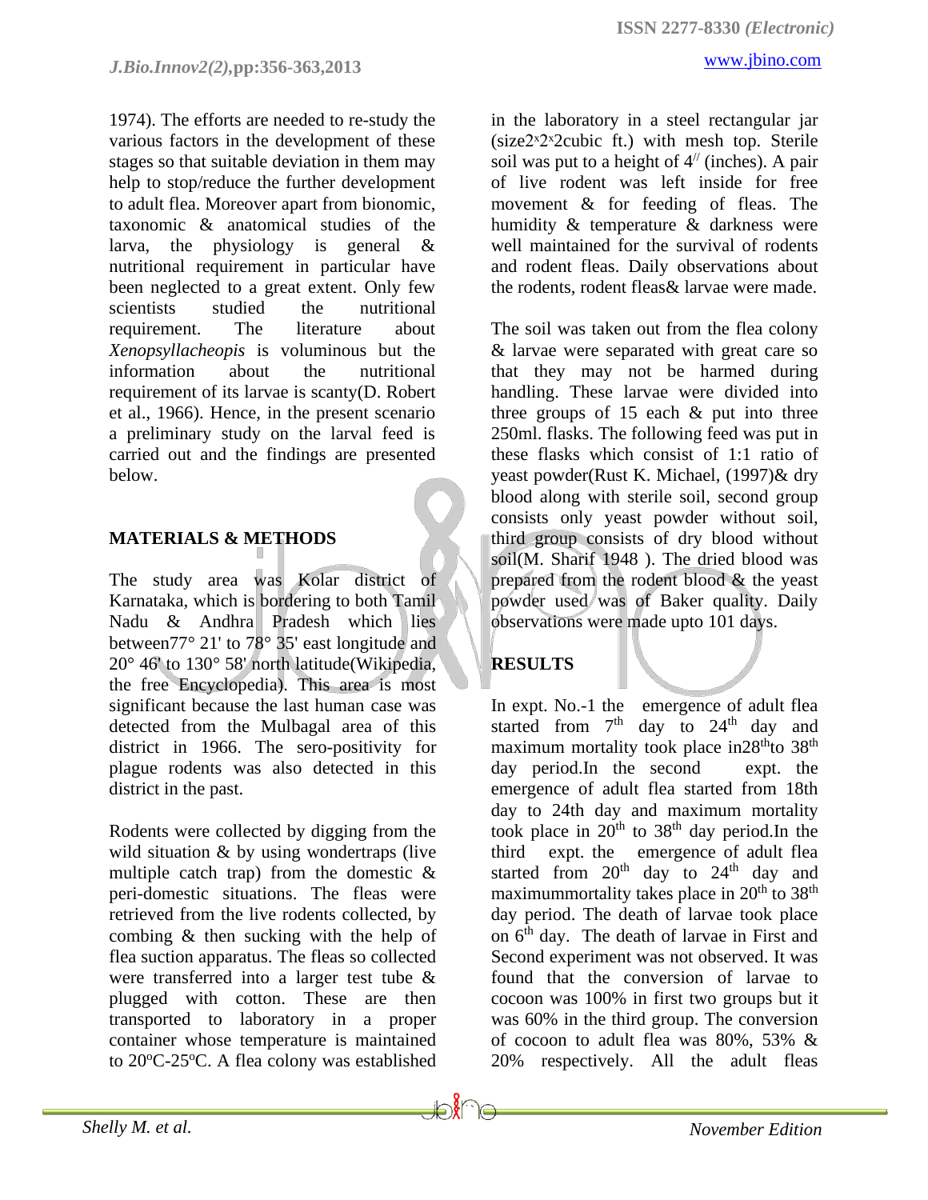1974). The efforts are needed to re-study the various factors in the development of these stages so that suitable deviation in them may help to stop/reduce the further development to adult flea. Moreover apart from bionomic, taxonomic & anatomical studies of the larva, the physiology is general & nutritional requirement in particular have been neglected to a great extent. Only few scientists studied the nutritional requirement. The literature about *Xenopsyllacheopis* is voluminous but the information about the nutritional requirement of its larvae is scanty(D. Robert et al., 1966). Hence, in the present scenario a preliminary study on the larval feed is carried out and the findings are presented below.

## MATERIALS & METHODS

The study area was Kolar district of Karnataka, which is bordering to both Tamil Nadu & Andhra Pradesh which lies between77° 21' to 78° 35' east longitude and 20° 46' to 130° 58' north latitude(Wikipedia, the free Encyclopedia). This area is most significant because the last human case was detected from the Mulbagal area of this district in 1966. The sero-positivity for plague rodents was also detected in this district in the past.

Rodents were collected by digging from the wild situation & by using wondertraps (live multiple catch trap) from the domestic & peri-domestic situations. The fleas were retrieved from the live rodents collected, by combing & then sucking with the help of flea suction apparatus. The fleas so collected were transferred into a larger test tube & plugged with cotton. These are then transported to laboratory in a proper container whose temperature is maintained to 20ºC-25ºC. A flea colony was established in the laboratory in a steel rectangular jar (size2x2x2cubic ft.) with mesh top. Sterile soil was put to a height of 4// (inches). A pair of live rodent was left inside for free movement & for feeding of fleas. The humidity & temperature & darkness were well maintained for the survival of rodents and rodent fleas. Daily observations about the rodents, rodent fleas& larvae were made.

The soil was taken out from the flea colony & larvae were separated with great care so that they may not be harmed during handling. These larvae were divided into three groups of 15 each & put into three 250ml. flasks. The following feed was put in these flasks which consist of 1:1 ratio of yeast powder(Rust K. Michael, (1997)& dry blood along with sterile soil, second group consists only yeast powder without soil, third group consists of dry blood without soil(M. Sharif 1948 ). The dried blood was prepared from the rodent blood & the yeast powder used was of Baker quality. Daily observations were made upto 101 days.

## RESULTS

In expt. No.-1 the emergence of adult flea started from 7th day to 24th day and maximum mortality took place in28thto 38th day period.In the second expt. the emergence of adult flea started from 18th day to 24th day and maximum mortality took place in 20th to 38th day period.In the third expt. the emergence of adult flea started from 20th day to 24th day and maximummortality takes place in 20th to 38th day period. The death of larvae took place on 6th day. The death of larvae in First and Second experiment was not observed. It was found that the conversion of larvae to cocoon was 100% in first two groups but it was 60% in the third group. The conversion of cocoon to adult flea was 80%, 53% & 20% respectively. All the adult fleas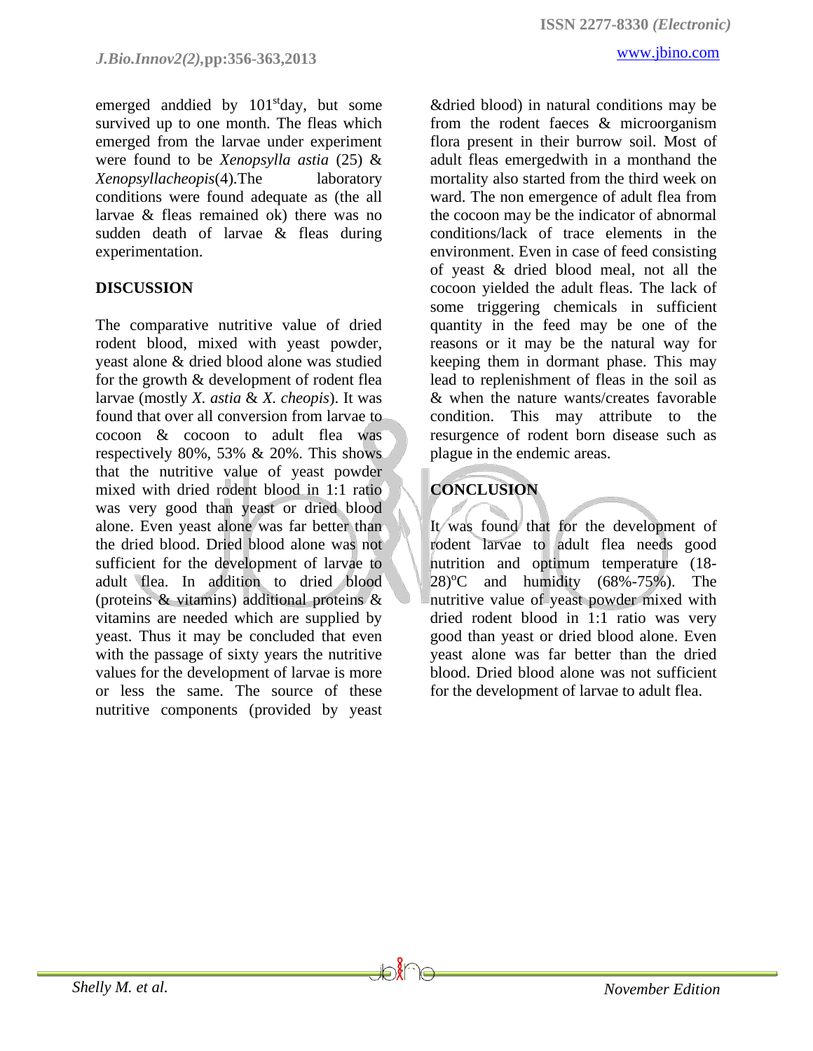emerged anddied by 101st day, but some survived up to one month. The fleas which emerged from the larvae under experiment were found to be *Xenopsylla astia* (25) & *Xenopsyllacheopis*(4).The laboratory conditions were found adequate as (the all larvae & fleas remained ok) there was no sudden death of larvae & fleas during experimentation.

## DISCUSSION

The comparative nutritive value of dried rodent blood, mixed with yeast powder, yeast alone & dried blood alone was studied for the growth & development of rodent flea larvae (mostly *X. astia* & *X. cheopis*). It was found that over all conversion from larvae to cocoon & cocoon to adult flea was respectively 80%, 53% & 20%. This shows that the nutritive value of yeast powder mixed with dried rodent blood in 1:1 ratio was very good than yeast or dried blood alone. Even yeast alone was far better than the dried blood. Dried blood alone was not sufficient for the development of larvae to adult flea. In addition to dried blood (proteins & vitamins) additional proteins & vitamins are needed which are supplied by yeast. Thus it may be concluded that even with the passage of sixty years the nutritive values for the development of larvae is more or less the same. The source of these nutritive components (provided by yeast &dried blood) in natural conditions may be from the rodent faeces & microorganism flora present in their burrow soil. Most of adult fleas emergedwith in a monthand the mortality also started from the third week on ward. The non emergence of adult flea from the cocoon may be the indicator of abnormal conditions/lack of trace elements in the environment. Even in case of feed consisting of yeast & dried blood meal, not all the cocoon yielded the adult fleas. The lack of some triggering chemicals in sufficient quantity in the feed may be one of the reasons or it may be the natural way for keeping them in dormant phase. This may lead to replenishment of fleas in the soil as & when the nature wants/creates favorable condition. This may attribute to the resurgence of rodent born disease such as plague in the endemic areas.

## CONCLUSION

It was found that for the development of rodent larvae to adult flea needs good nutrition and optimum temperature (18-28)°C and humidity (68%-75%). The nutritive value of yeast powder mixed with dried rodent blood in 1:1 ratio was very good than yeast or dried blood alone. Even yeast alone was far better than the dried blood. Dried blood alone was not sufficient for the development of larvae to adult flea.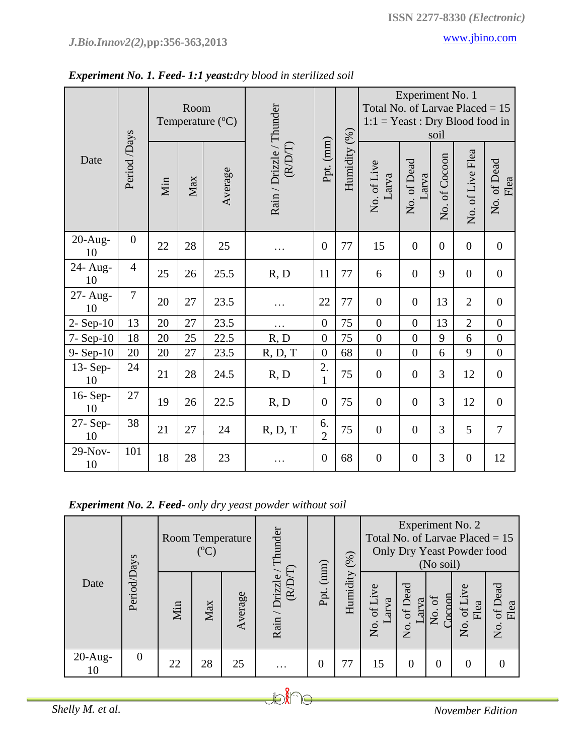*__Experiment No. 1. Feed- 1:1 yeast:__dry blood in sterilized soil*

| Date | Period /Days | Room Temperature (ºC) | | | Rain / Drizzle / Thunder (R/D/T) | Ppt. (mm) | Humidity (%) | Experiment No. 1 Total No. of Larvae Placed = 15 1:1 = Yeast : Dry Blood food in soil | | | | |
|---|---|---|---|---|---|---|---|---|---|---|---|---|
| | | Min | Max | Average | | | | No. of Live Larva | No. of Dead Larva | No. of Cocoon | No. of Live Flea | No. of Dead Flea |
| 20-Aug-10 | 0 | 22 | 28 | 25 | … | 0 | 77 | 15 | 0 | 0 | 0 | 0 |
| 24- Aug-10 | 4 | 25 | 26 | 25.5 | R, D | 11 | 77 | 6 | 0 | 9 | 0 | 0 |
| 27- Aug-10 | 7 | 20 | 27 | 23.5 | … | 22 | 77 | 0 | 0 | 13 | 2 | 0 |
| 2- Sep-10 | 13 | 20 | 27 | 23.5 | … | 0 | 75 | 0 | 0 | 13 | 2 | 0 |
| 7- Sep-10 | 18 | 20 | 25 | 22.5 | R, D | 0 | 75 | 0 | 0 | 9 | 6 | 0 |
| 9- Sep-10 | 20 | 20 | 27 | 23.5 | R, D, T | 0 | 68 | 0 | 0 | 6 | 9 | 0 |
| 13- Sep-10 | 24 | 21 | 28 | 24.5 | R, D | 2.1 | 75 | 0 | 0 | 3 | 12 | 0 |
| 16- Sep-10 | 27 | 19 | 26 | 22.5 | R, D | 0 | 75 | 0 | 0 | 3 | 12 | 0 |
| 27- Sep-10 | 38 | 21 | 27 | 24 | R, D, T | 6.2 | 75 | 0 | 0 | 3 | 5 | 7 |
| 29-Nov-10 | 101 | 18 | 28 | 23 | … | 0 | 68 | 0 | 0 | 3 | 0 | 12 |

*__Experiment No. 2. Feed__- only dry yeast powder without soil*

| Date | Period/Days | Room Temperature (ºC) | | | Rain / Drizzle / Thunder (R/D/T) | Ppt. (mm) | Humidity (%) | Experiment No. 2 Total No. of Larvae Placed = 15 Only Dry Yeast Powder food (No soil) | | | | |
|---|---|---|---|---|---|---|---|---|---|---|---|---|
| | | Min | Max | Average | | | | No. of Live Larva | No. of Dead Larva | No. of Cocoon | No. of Live Flea | No. of Dead Flea |
| 20-Aug-10 | 0 | 22 | 28 | 25 | … | 0 | 77 | 15 | 0 | 0 | 0 | 0 |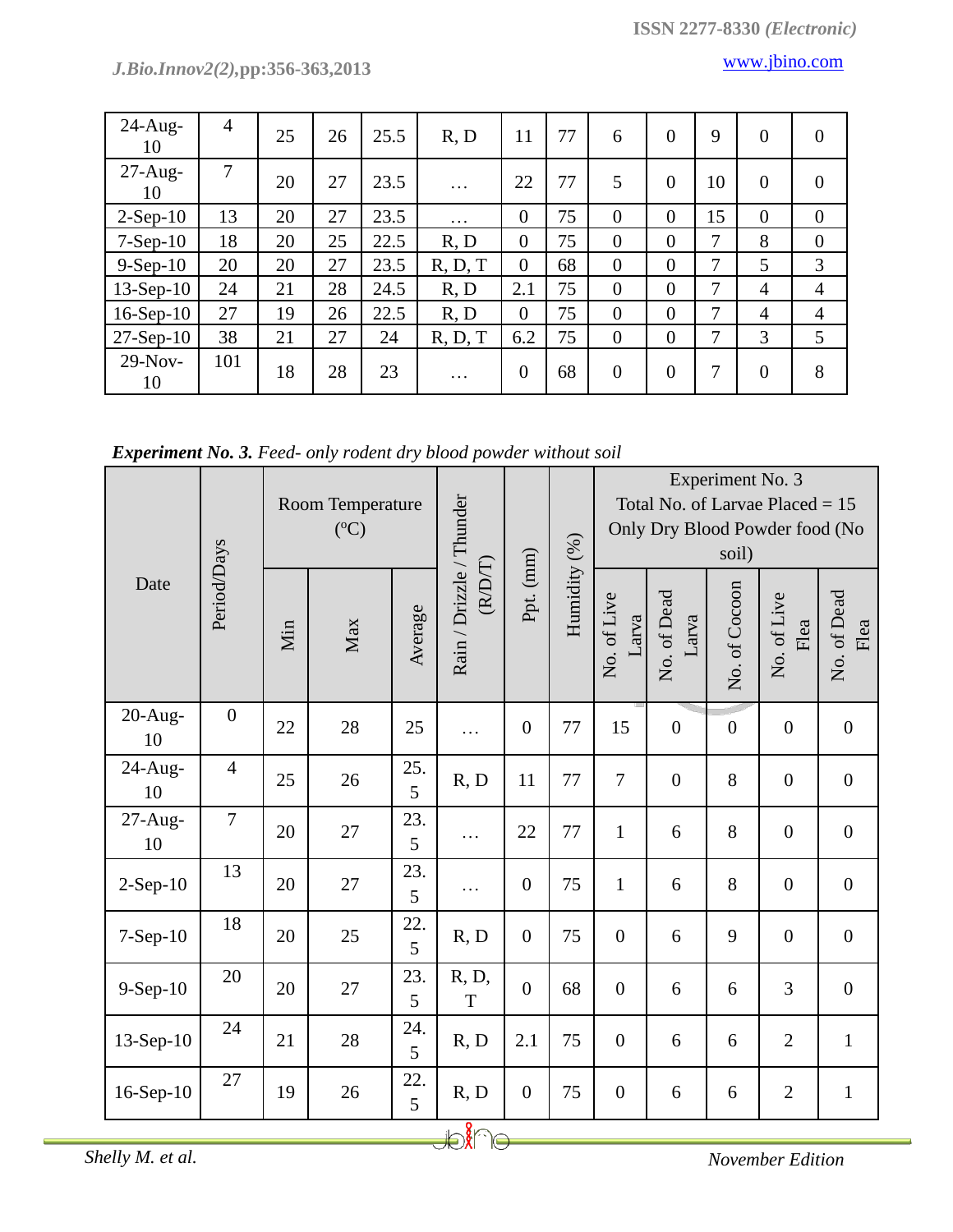| 24-Aug-10 | 4 | 25 | 26 | 25.5 | R, D | 11 | 77 | 6 | 0 | 9 | 0 | 0 |
|---|---|---|---|---|---|---|---|---|---|---|---|---|
| 27-Aug-10 | 7 | 20 | 27 | 23.5 | … | 22 | 77 | 5 | 0 | 10 | 0 | 0 |
| 2-Sep-10 | 13 | 20 | 27 | 23.5 | … | 0 | 75 | 0 | 0 | 15 | 0 | 0 |
| 7-Sep-10 | 18 | 20 | 25 | 22.5 | R, D | 0 | 75 | 0 | 0 | 7 | 8 | 0 |
| 9-Sep-10 | 20 | 20 | 27 | 23.5 | R, D, T | 0 | 68 | 0 | 0 | 7 | 5 | 3 |
| 13-Sep-10 | 24 | 21 | 28 | 24.5 | R, D | 2.1 | 75 | 0 | 0 | 7 | 4 | 4 |
| 16-Sep-10 | 27 | 19 | 26 | 22.5 | R, D | 0 | 75 | 0 | 0 | 7 | 4 | 4 |
| 27-Sep-10 | 38 | 21 | 27 | 24 | R, D, T | 6.2 | 75 | 0 | 0 | 7 | 3 | 5 |
| 29-Nov-10 | 101 | 18 | 28 | 23 | … | 0 | 68 | 0 | 0 | 7 | 0 | 8 |

***Experiment No. 3.*** *Feed- only rodent dry blood powder without soil*

| Date | Period/Days | Room Temperature (ºC) | | | Rain / Drizzle / Thunder (R/D/T) | Ppt. (mm) | Humidity (%) | Experiment No. 3 Total No. of Larvae Placed = 15 Only Dry Blood Powder food (No soil) | | | | |
|---|---|---|---|---|---|---|---|---|---|---|---|---|
| | | Min | Max | Average | | | | No. of Live Larva | No. of Dead Larva | No. of Cocoon | No. of Live Flea | No. of Dead Flea |
| 20-Aug-10 | 0 | 22 | 28 | 25 | … | 0 | 77 | 15 | 0 | 0 | 0 | 0 |
| 24-Aug-10 | 4 | 25 | 26 | 25.5 | R, D | 11 | 77 | 7 | 0 | 8 | 0 | 0 |
| 27-Aug-10 | 7 | 20 | 27 | 23.5 | … | 22 | 77 | 1 | 6 | 8 | 0 | 0 |
| 2-Sep-10 | 13 | 20 | 27 | 23.5 | … | 0 | 75 | 1 | 6 | 8 | 0 | 0 |
| 7-Sep-10 | 18 | 20 | 25 | 22.5 | R, D | 0 | 75 | 0 | 6 | 9 | 0 | 0 |
| 9-Sep-10 | 20 | 20 | 27 | 23.5 | R, D, T | 0 | 68 | 0 | 6 | 6 | 3 | 0 |
| 13-Sep-10 | 24 | 21 | 28 | 24.5 | R, D | 2.1 | 75 | 0 | 6 | 6 | 2 | 1 |
| 16-Sep-10 | 27 | 19 | 26 | 22.5 | R, D | 0 | 75 | 0 | 6 | 6 | 2 | 1 |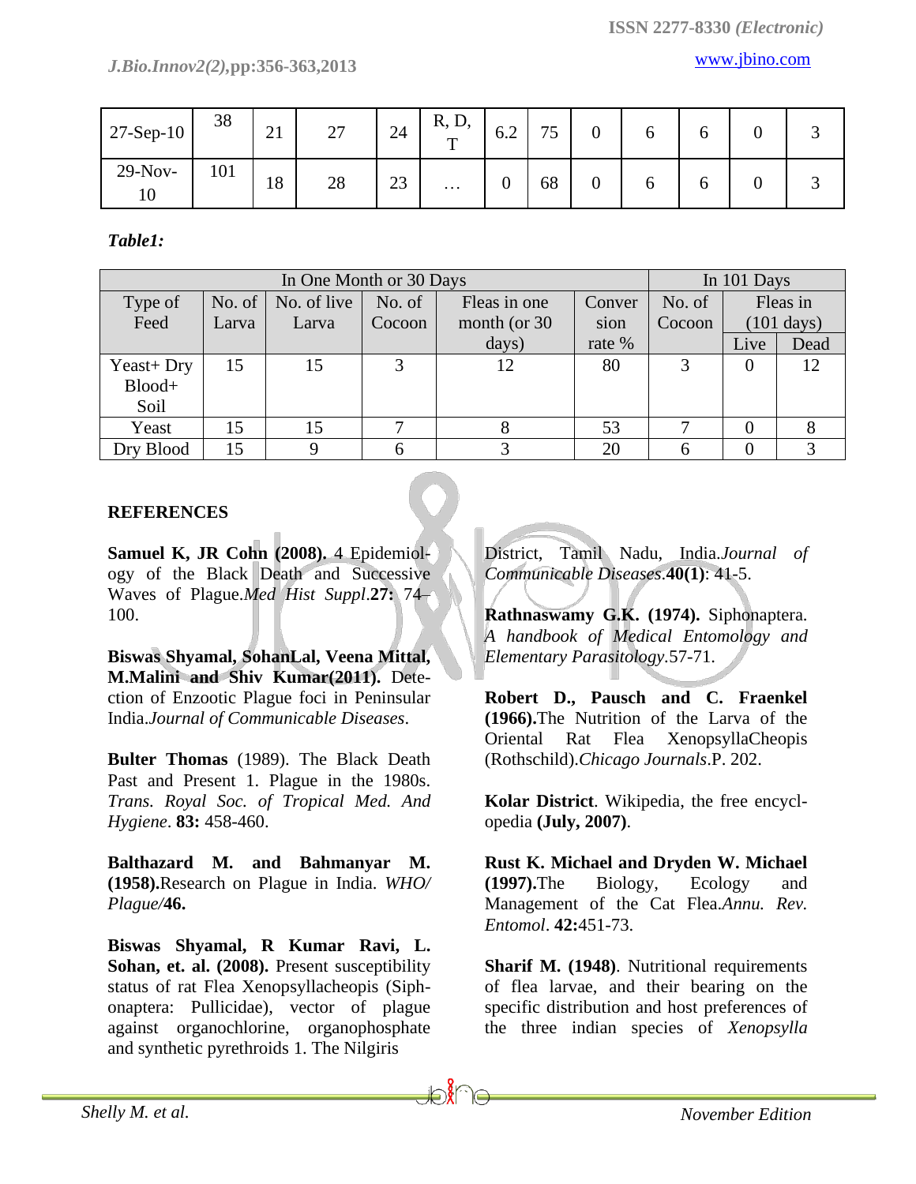| 27-Sep-10 | 38 | 21 | 27 | 24 | R, D, T | 6.2 | 75 | 0 | 6 | 6 | 0 | 3 |
|---|---|---|---|---|---|---|---|---|---|---|---|---|
| 29-Nov-10 | 101 | 18 | 28 | 23 | … | 0 | 68 | 0 | 6 | 6 | 0 | 3 |

***Table1:***

| In One Month or 30 Days | | | | | | In 101 Days | | |
|---|---|---|---|---|---|---|---|---|
| Type of Feed | No. of Larva | No. of live Larva | No. of Cocoon | Fleas in one month (or 30 days) | Conversion rate % | No. of Cocoon | Fleas in (101 days) | |
| | | | | | | | Live | Dead |
| Yeast+ Dry Blood+ Soil | 15 | 15 | 3 | 12 | 80 | 3 | 0 | 12 |
| Yeast | 15 | 15 | 7 | 8 | 53 | 7 | 0 | 8 |
| Dry Blood | 15 | 9 | 6 | 3 | 20 | 6 | 0 | 3 |

## REFERENCES

**Samuel K, JR Cohn (2008).** 4 Epidemiology of the Black Death and Successive Waves of Plague.*Med Hist Suppl*.**27:** 74–100.

**Biswas Shyamal, SohanLal, Veena Mittal, M.Malini and Shiv Kumar(2011).** Detection of Enzootic Plague foci in Peninsular India.*Journal of Communicable Diseases*.

**Bulter Thomas** (1989). The Black Death Past and Present 1. Plague in the 1980s. *Trans. Royal Soc. of Tropical Med. And Hygiene*. **83:** 458-460.

**Balthazard M. and Bahmanyar M. (1958).**Research on Plague in India. *WHO/ Plague/***46.**

**Biswas Shyamal, R Kumar Ravi, L. Sohan, et. al. (2008).** Present susceptibility status of rat Flea Xenopsyllacheopis (Siphonaptera: Pullicidae), vector of plague against organochlorine, organophosphate and synthetic pyrethroids 1. The Nilgiris District, Tamil Nadu, India.*Journal of Communicable Diseases*.**40(1)**: 41-5.

**Rathnaswamy G.K. (1974).** Siphonaptera. *A handbook of Medical Entomology and Elementary Parasitology*.57-71.

**Robert D., Pausch and C. Fraenkel (1966).**The Nutrition of the Larva of the Oriental Rat Flea XenopsyllaCheopis (Rothschild).*Chicago Journals*.P. 202.

**Kolar District**. Wikipedia, the free encyclopedia **(July, 2007)**.

**Rust K. Michael and Dryden W. Michael (1997).**The Biology, Ecology and Management of the Cat Flea.*Annu. Rev. Entomol*. **42:**451-73.

**Sharif M. (1948)**. Nutritional requirements of flea larvae, and their bearing on the specific distribution and host preferences of the three indian species of *Xenopsylla*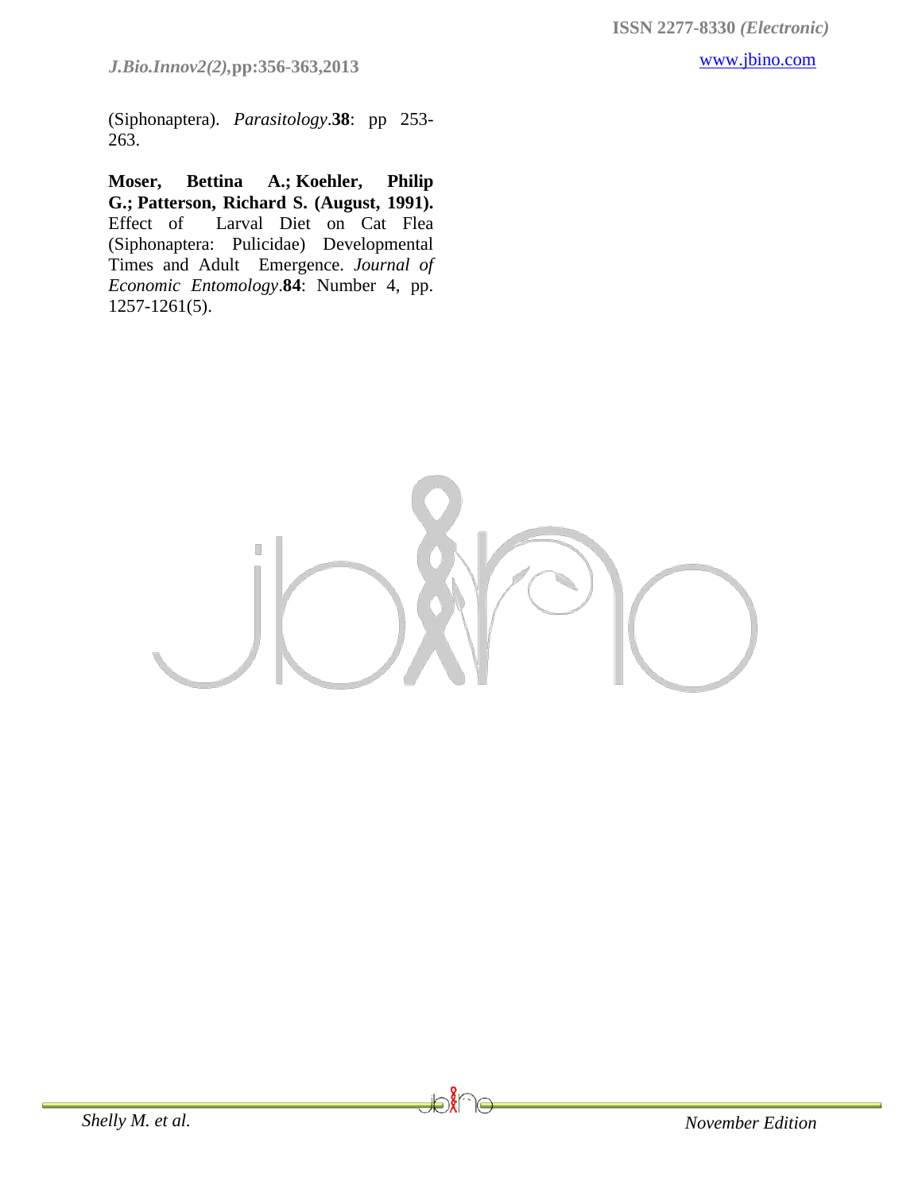(Siphonaptera). *Parasitology*.**38**: pp 253-263.

**Moser, Bettina A.; Koehler, Philip G.; Patterson, Richard S. (August, 1991).** Effect of Larval Diet on Cat Flea (Siphonaptera: Pulicidae) Developmental Times and Adult Emergence. *Journal of Economic Entomology*.**84**: Number 4, pp. 1257-1261(5).